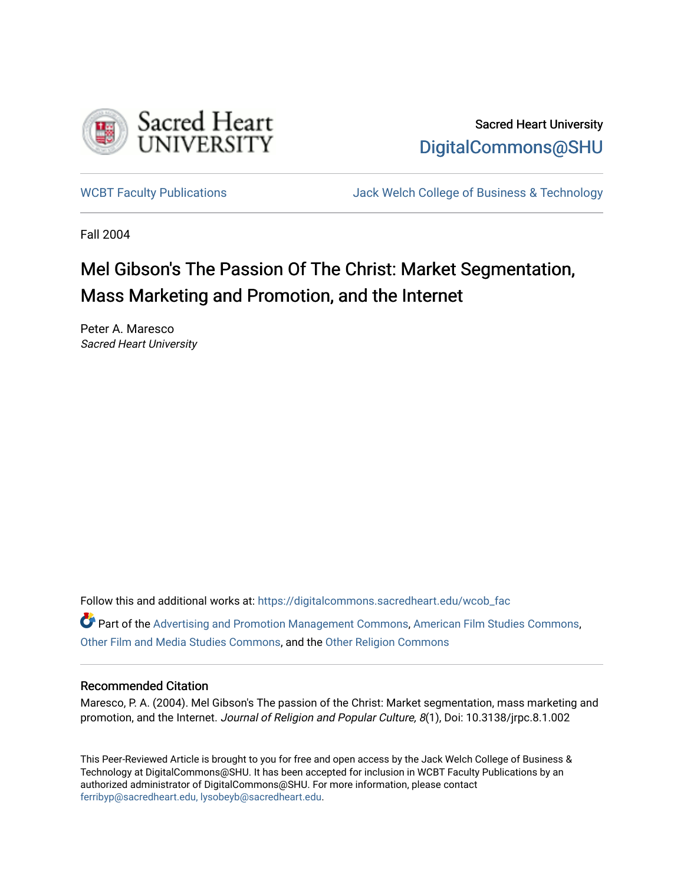Sacred Heart University
DigitalCommons@SHU

WCBT Faculty Publications

Jack Welch College of Business & Technology

Fall 2004

# Mel Gibson's The Passion Of The Christ: Market Segmentation, Mass Marketing and Promotion, and the Internet

Peter A. Maresco
*Sacred Heart University*

Follow this and additional works at: https://digitalcommons.sacredheart.edu/wcob_fac

Part of the Advertising and Promotion Management Commons, American Film Studies Commons, Other Film and Media Studies Commons, and the Other Religion Commons

## Recommended Citation

Maresco, P. A. (2004). Mel Gibson's The passion of the Christ: Market segmentation, mass marketing and promotion, and the Internet. *Journal of Religion and Popular Culture, 8*(1), Doi: 10.3138/jrpc.8.1.002

This Peer-Reviewed Article is brought to you for free and open access by the Jack Welch College of Business & Technology at DigitalCommons@SHU. It has been accepted for inclusion in WCBT Faculty Publications by an authorized administrator of DigitalCommons@SHU. For more information, please contact ferribyp@sacredheart.edu, lysobeyb@sacredheart.edu.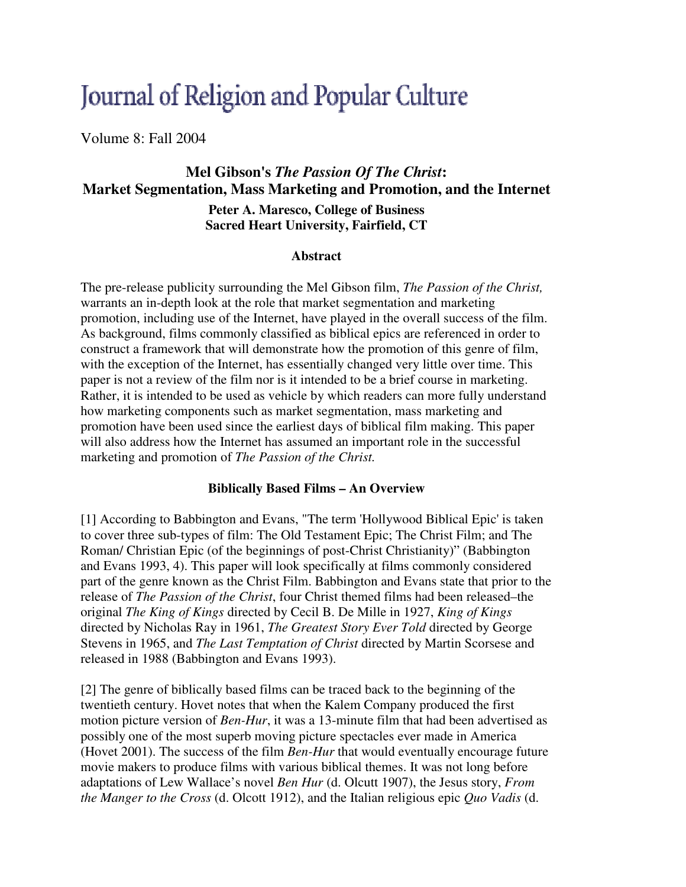# Journal of Religion and Popular Culture

Volume 8: Fall 2004

## Mel Gibson's *The Passion Of The Christ*: Market Segmentation, Mass Marketing and Promotion, and the Internet

**Peter A. Maresco, College of Business**
**Sacred Heart University, Fairfield, CT**

### Abstract

The pre-release publicity surrounding the Mel Gibson film, *The Passion of the Christ,* warrants an in-depth look at the role that market segmentation and marketing promotion, including use of the Internet, have played in the overall success of the film. As background, films commonly classified as biblical epics are referenced in order to construct a framework that will demonstrate how the promotion of this genre of film, with the exception of the Internet, has essentially changed very little over time. This paper is not a review of the film nor is it intended to be a brief course in marketing. Rather, it is intended to be used as vehicle by which readers can more fully understand how marketing components such as market segmentation, mass marketing and promotion have been used since the earliest days of biblical film making. This paper will also address how the Internet has assumed an important role in the successful marketing and promotion of *The Passion of the Christ.*

### Biblically Based Films – An Overview

[1] According to Babbington and Evans, "The term 'Hollywood Biblical Epic' is taken to cover three sub-types of film: The Old Testament Epic; The Christ Film; and The Roman/ Christian Epic (of the beginnings of post-Christ Christianity)" (Babbington and Evans 1993, 4). This paper will look specifically at films commonly considered part of the genre known as the Christ Film. Babbington and Evans state that prior to the release of *The Passion of the Christ*, four Christ themed films had been released–the original *The King of Kings* directed by Cecil B. De Mille in 1927, *King of Kings* directed by Nicholas Ray in 1961, *The Greatest Story Ever Told* directed by George Stevens in 1965, and *The Last Temptation of Christ* directed by Martin Scorsese and released in 1988 (Babbington and Evans 1993).

[2] The genre of biblically based films can be traced back to the beginning of the twentieth century. Hovet notes that when the Kalem Company produced the first motion picture version of *Ben-Hur*, it was a 13-minute film that had been advertised as possibly one of the most superb moving picture spectacles ever made in America (Hovet 2001). The success of the film *Ben-Hur* that would eventually encourage future movie makers to produce films with various biblical themes. It was not long before adaptations of Lew Wallace's novel *Ben Hur* (d. Olcutt 1907), the Jesus story, *From the Manger to the Cross* (d. Olcott 1912), and the Italian religious epic *Quo Vadis* (d.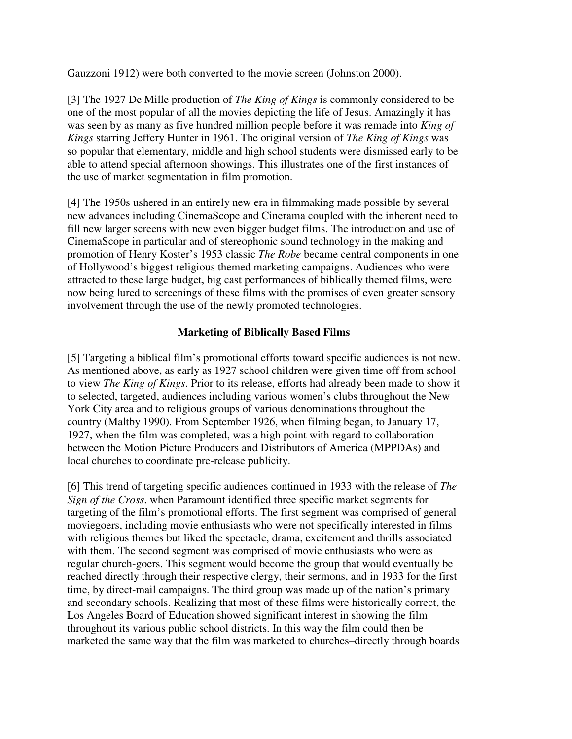Gauzzoni 1912) were both converted to the movie screen (Johnston 2000).

[3] The 1927 De Mille production of *The King of Kings* is commonly considered to be one of the most popular of all the movies depicting the life of Jesus. Amazingly it has was seen by as many as five hundred million people before it was remade into *King of Kings* starring Jeffery Hunter in 1961. The original version of *The King of Kings* was so popular that elementary, middle and high school students were dismissed early to be able to attend special afternoon showings. This illustrates one of the first instances of the use of market segmentation in film promotion.

[4] The 1950s ushered in an entirely new era in filmmaking made possible by several new advances including CinemaScope and Cinerama coupled with the inherent need to fill new larger screens with new even bigger budget films. The introduction and use of CinemaScope in particular and of stereophonic sound technology in the making and promotion of Henry Koster's 1953 classic *The Robe* became central components in one of Hollywood's biggest religious themed marketing campaigns. Audiences who were attracted to these large budget, big cast performances of biblically themed films, were now being lured to screenings of these films with the promises of even greater sensory involvement through the use of the newly promoted technologies.

## Marketing of Biblically Based Films

[5] Targeting a biblical film's promotional efforts toward specific audiences is not new. As mentioned above, as early as 1927 school children were given time off from school to view *The King of Kings*. Prior to its release, efforts had already been made to show it to selected, targeted, audiences including various women's clubs throughout the New York City area and to religious groups of various denominations throughout the country (Maltby 1990). From September 1926, when filming began, to January 17, 1927, when the film was completed, was a high point with regard to collaboration between the Motion Picture Producers and Distributors of America (MPPDAs) and local churches to coordinate pre-release publicity.

[6] This trend of targeting specific audiences continued in 1933 with the release of *The Sign of the Cross*, when Paramount identified three specific market segments for targeting of the film's promotional efforts. The first segment was comprised of general moviegoers, including movie enthusiasts who were not specifically interested in films with religious themes but liked the spectacle, drama, excitement and thrills associated with them. The second segment was comprised of movie enthusiasts who were as regular church-goers. This segment would become the group that would eventually be reached directly through their respective clergy, their sermons, and in 1933 for the first time, by direct-mail campaigns. The third group was made up of the nation's primary and secondary schools. Realizing that most of these films were historically correct, the Los Angeles Board of Education showed significant interest in showing the film throughout its various public school districts. In this way the film could then be marketed the same way that the film was marketed to churches–directly through boards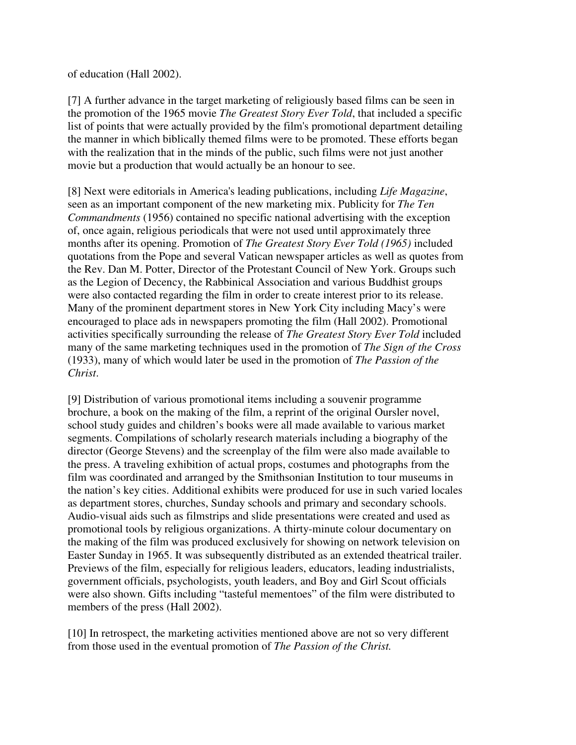of education (Hall 2002).

[7] A further advance in the target marketing of religiously based films can be seen in the promotion of the 1965 movie *The Greatest Story Ever Told*, that included a specific list of points that were actually provided by the film's promotional department detailing the manner in which biblically themed films were to be promoted. These efforts began with the realization that in the minds of the public, such films were not just another movie but a production that would actually be an honour to see.

[8] Next were editorials in America's leading publications, including *Life Magazine*, seen as an important component of the new marketing mix. Publicity for *The Ten Commandments* (1956) contained no specific national advertising with the exception of, once again, religious periodicals that were not used until approximately three months after its opening. Promotion of *The Greatest Story Ever Told (1965)* included quotations from the Pope and several Vatican newspaper articles as well as quotes from the Rev. Dan M. Potter, Director of the Protestant Council of New York. Groups such as the Legion of Decency, the Rabbinical Association and various Buddhist groups were also contacted regarding the film in order to create interest prior to its release. Many of the prominent department stores in New York City including Macy's were encouraged to place ads in newspapers promoting the film (Hall 2002). Promotional activities specifically surrounding the release of *The Greatest Story Ever Told* included many of the same marketing techniques used in the promotion of *The Sign of the Cross* (1933), many of which would later be used in the promotion of *The Passion of the Christ*.

[9] Distribution of various promotional items including a souvenir programme brochure, a book on the making of the film, a reprint of the original Oursler novel, school study guides and children's books were all made available to various market segments. Compilations of scholarly research materials including a biography of the director (George Stevens) and the screenplay of the film were also made available to the press. A traveling exhibition of actual props, costumes and photographs from the film was coordinated and arranged by the Smithsonian Institution to tour museums in the nation's key cities. Additional exhibits were produced for use in such varied locales as department stores, churches, Sunday schools and primary and secondary schools. Audio-visual aids such as filmstrips and slide presentations were created and used as promotional tools by religious organizations. A thirty-minute colour documentary on the making of the film was produced exclusively for showing on network television on Easter Sunday in 1965. It was subsequently distributed as an extended theatrical trailer. Previews of the film, especially for religious leaders, educators, leading industrialists, government officials, psychologists, youth leaders, and Boy and Girl Scout officials were also shown. Gifts including "tasteful mementoes" of the film were distributed to members of the press (Hall 2002).

[10] In retrospect, the marketing activities mentioned above are not so very different from those used in the eventual promotion of *The Passion of the Christ.*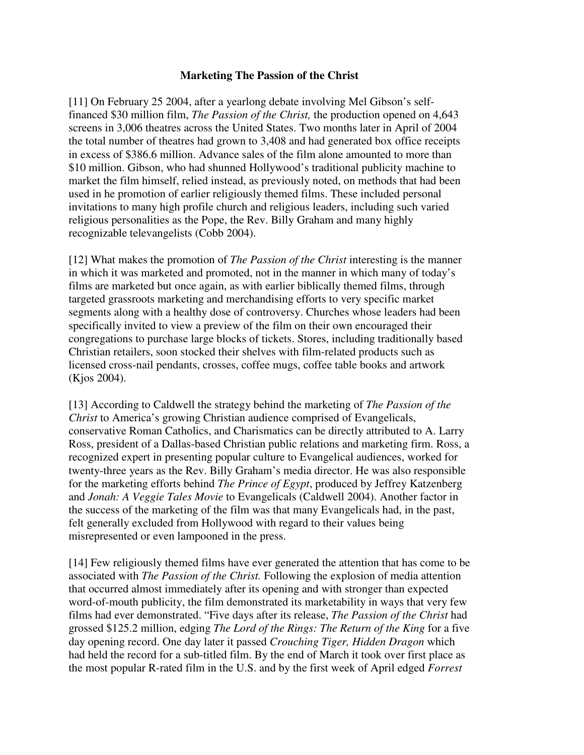**Marketing The Passion of the Christ**

[11] On February 25 2004, after a yearlong debate involving Mel Gibson's self-financed $30 million film, *The Passion of the Christ,* the production opened on 4,643 screens in 3,006 theatres across the United States. Two months later in April of 2004 the total number of theatres had grown to 3,408 and had generated box office receipts in excess of $386.6 million. Advance sales of the film alone amounted to more than $10 million. Gibson, who had shunned Hollywood's traditional publicity machine to market the film himself, relied instead, as previously noted, on methods that had been used in he promotion of earlier religiously themed films. These included personal invitations to many high profile church and religious leaders, including such varied religious personalities as the Pope, the Rev. Billy Graham and many highly recognizable televangelists (Cobb 2004).

[12] What makes the promotion of *The Passion of the Christ* interesting is the manner in which it was marketed and promoted, not in the manner in which many of today's films are marketed but once again, as with earlier biblically themed films, through targeted grassroots marketing and merchandising efforts to very specific market segments along with a healthy dose of controversy. Churches whose leaders had been specifically invited to view a preview of the film on their own encouraged their congregations to purchase large blocks of tickets. Stores, including traditionally based Christian retailers, soon stocked their shelves with film-related products such as licensed cross-nail pendants, crosses, coffee mugs, coffee table books and artwork (Kjos 2004).

[13] According to Caldwell the strategy behind the marketing of *The Passion of the Christ* to America's growing Christian audience comprised of Evangelicals, conservative Roman Catholics, and Charismatics can be directly attributed to A. Larry Ross, president of a Dallas-based Christian public relations and marketing firm. Ross, a recognized expert in presenting popular culture to Evangelical audiences, worked for twenty-three years as the Rev. Billy Graham's media director. He was also responsible for the marketing efforts behind *The Prince of Egypt*, produced by Jeffrey Katzenberg and *Jonah: A Veggie Tales Movie* to Evangelicals (Caldwell 2004). Another factor in the success of the marketing of the film was that many Evangelicals had, in the past, felt generally excluded from Hollywood with regard to their values being misrepresented or even lampooned in the press.

[14] Few religiously themed films have ever generated the attention that has come to be associated with *The Passion of the Christ.* Following the explosion of media attention that occurred almost immediately after its opening and with stronger than expected word-of-mouth publicity, the film demonstrated its marketability in ways that very few films had ever demonstrated. "Five days after its release, *The Passion of the Christ* had grossed $125.2 million, edging *The Lord of the Rings: The Return of the King* for a five day opening record. One day later it passed *Crouching Tiger, Hidden Dragon* which had held the record for a sub-titled film. By the end of March it took over first place as the most popular R-rated film in the U.S. and by the first week of April edged *Forrest*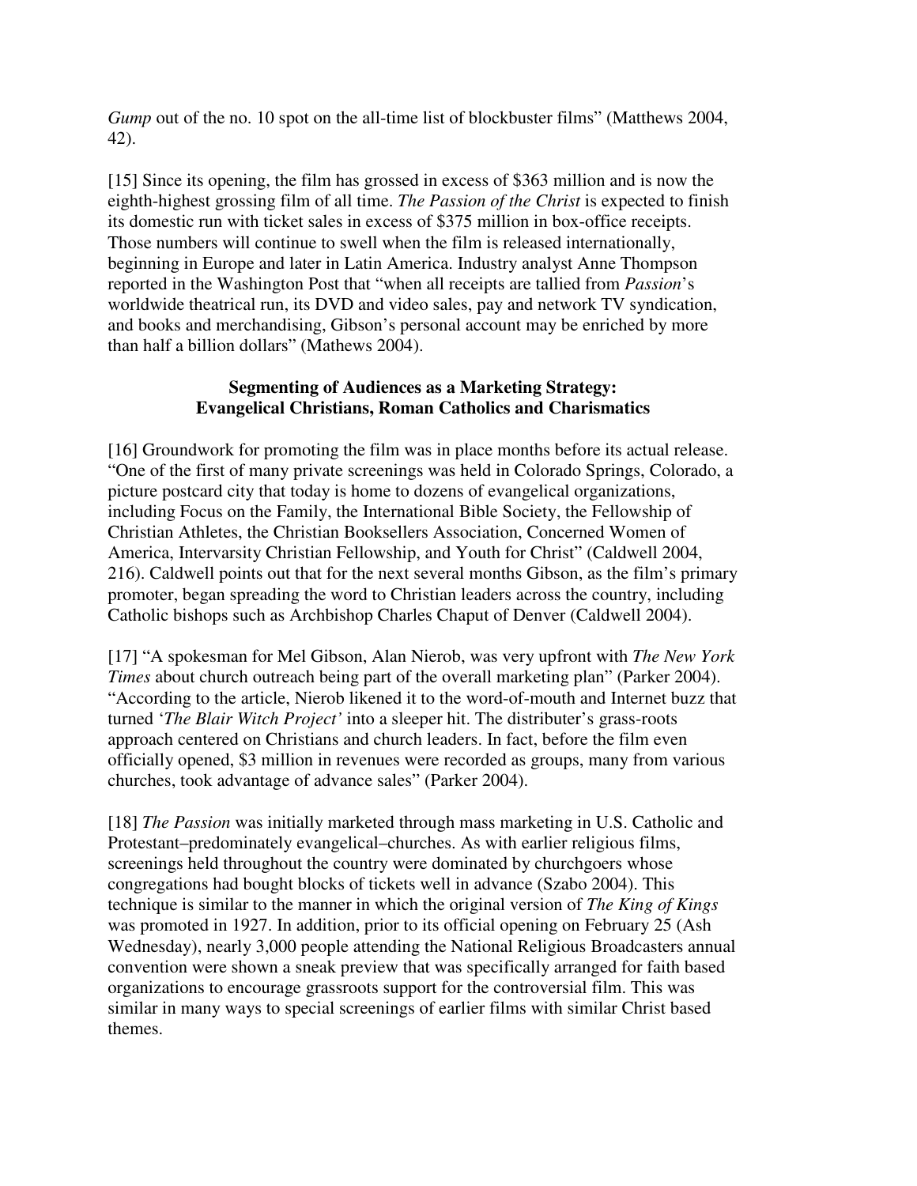*Gump* out of the no. 10 spot on the all-time list of blockbuster films" (Matthews 2004, 42).

[15] Since its opening, the film has grossed in excess of $363 million and is now the eighth-highest grossing film of all time. *The Passion of the Christ* is expected to finish its domestic run with ticket sales in excess of $375 million in box-office receipts. Those numbers will continue to swell when the film is released internationally, beginning in Europe and later in Latin America. Industry analyst Anne Thompson reported in the Washington Post that "when all receipts are tallied from *Passion*'s worldwide theatrical run, its DVD and video sales, pay and network TV syndication, and books and merchandising, Gibson's personal account may be enriched by more than half a billion dollars" (Mathews 2004).

## Segmenting of Audiences as a Marketing Strategy: Evangelical Christians, Roman Catholics and Charismatics

[16] Groundwork for promoting the film was in place months before its actual release. "One of the first of many private screenings was held in Colorado Springs, Colorado, a picture postcard city that today is home to dozens of evangelical organizations, including Focus on the Family, the International Bible Society, the Fellowship of Christian Athletes, the Christian Booksellers Association, Concerned Women of America, Intervarsity Christian Fellowship, and Youth for Christ" (Caldwell 2004, 216). Caldwell points out that for the next several months Gibson, as the film's primary promoter, began spreading the word to Christian leaders across the country, including Catholic bishops such as Archbishop Charles Chaput of Denver (Caldwell 2004).

[17] "A spokesman for Mel Gibson, Alan Nierob, was very upfront with *The New York Times* about church outreach being part of the overall marketing plan" (Parker 2004). "According to the article, Nierob likened it to the word-of-mouth and Internet buzz that turned '*The Blair Witch Project'* into a sleeper hit. The distributer's grass-roots approach centered on Christians and church leaders. In fact, before the film even officially opened, $3 million in revenues were recorded as groups, many from various churches, took advantage of advance sales" (Parker 2004).

[18] *The Passion* was initially marketed through mass marketing in U.S. Catholic and Protestant–predominately evangelical–churches. As with earlier religious films, screenings held throughout the country were dominated by churchgoers whose congregations had bought blocks of tickets well in advance (Szabo 2004). This technique is similar to the manner in which the original version of *The King of Kings* was promoted in 1927. In addition, prior to its official opening on February 25 (Ash Wednesday), nearly 3,000 people attending the National Religious Broadcasters annual convention were shown a sneak preview that was specifically arranged for faith based organizations to encourage grassroots support for the controversial film. This was similar in many ways to special screenings of earlier films with similar Christ based themes.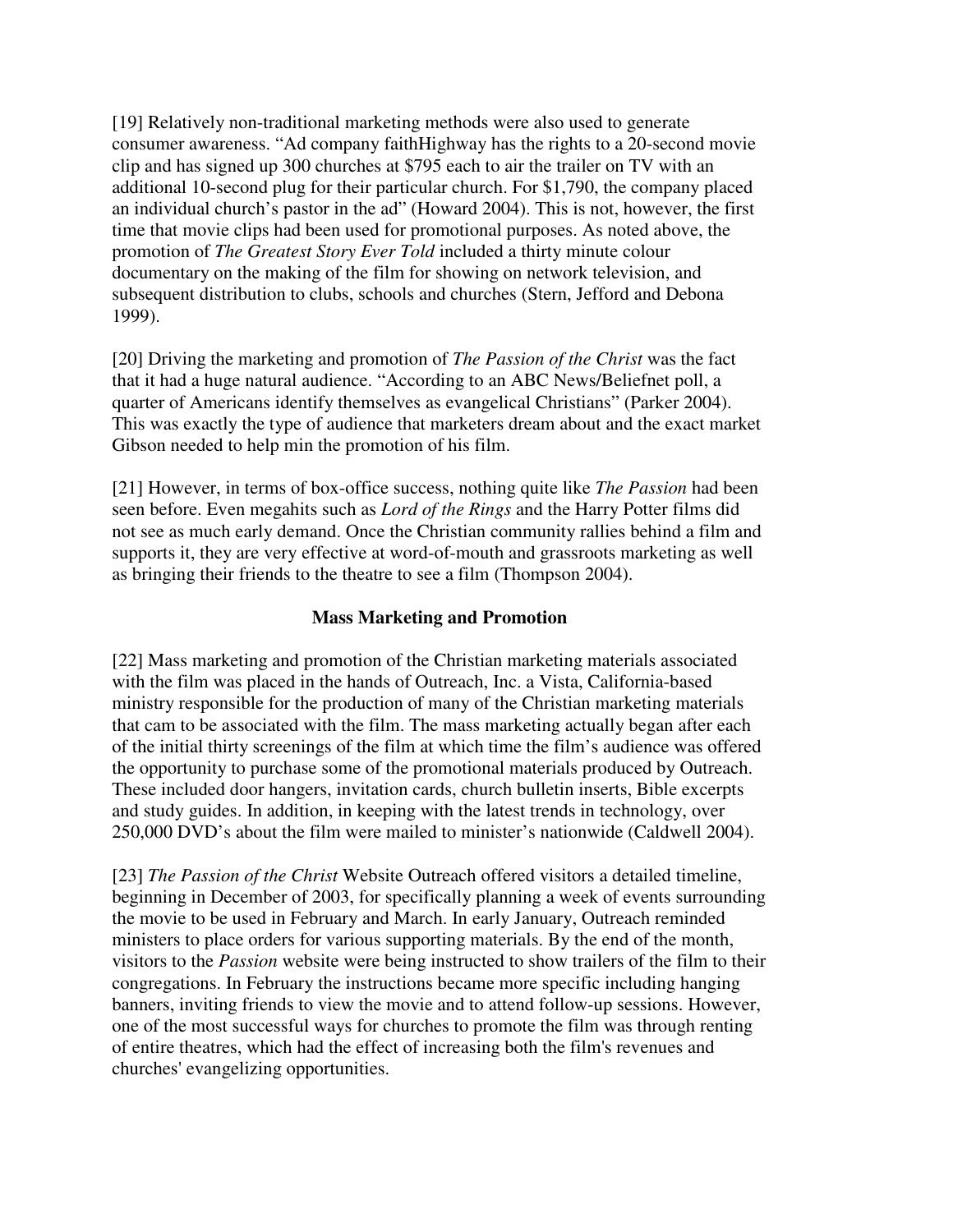[19] Relatively non-traditional marketing methods were also used to generate consumer awareness. “Ad company faithHighway has the rights to a 20-second movie clip and has signed up 300 churches at $795 each to air the trailer on TV with an additional 10-second plug for their particular church. For $1,790, the company placed an individual church’s pastor in the ad” (Howard 2004). This is not, however, the first time that movie clips had been used for promotional purposes. As noted above, the promotion of *The Greatest Story Ever Told* included a thirty minute colour documentary on the making of the film for showing on network television, and subsequent distribution to clubs, schools and churches (Stern, Jefford and Debona 1999).

[20] Driving the marketing and promotion of *The Passion of the Christ* was the fact that it had a huge natural audience. “According to an ABC News/Beliefnet poll, a quarter of Americans identify themselves as evangelical Christians” (Parker 2004). This was exactly the type of audience that marketers dream about and the exact market Gibson needed to help min the promotion of his film.

[21] However, in terms of box-office success, nothing quite like *The Passion* had been seen before. Even megahits such as *Lord of the Rings* and the Harry Potter films did not see as much early demand. Once the Christian community rallies behind a film and supports it, they are very effective at word-of-mouth and grassroots marketing as well as bringing their friends to the theatre to see a film (Thompson 2004).

## Mass Marketing and Promotion

[22] Mass marketing and promotion of the Christian marketing materials associated with the film was placed in the hands of Outreach, Inc. a Vista, California-based ministry responsible for the production of many of the Christian marketing materials that cam to be associated with the film. The mass marketing actually began after each of the initial thirty screenings of the film at which time the film’s audience was offered the opportunity to purchase some of the promotional materials produced by Outreach. These included door hangers, invitation cards, church bulletin inserts, Bible excerpts and study guides. In addition, in keeping with the latest trends in technology, over 250,000 DVD’s about the film were mailed to minister’s nationwide (Caldwell 2004).

[23] *The Passion of the Christ* Website Outreach offered visitors a detailed timeline, beginning in December of 2003, for specifically planning a week of events surrounding the movie to be used in February and March. In early January, Outreach reminded ministers to place orders for various supporting materials. By the end of the month, visitors to the *Passion* website were being instructed to show trailers of the film to their congregations. In February the instructions became more specific including hanging banners, inviting friends to view the movie and to attend follow-up sessions. However, one of the most successful ways for churches to promote the film was through renting of entire theatres, which had the effect of increasing both the film's revenues and churches' evangelizing opportunities.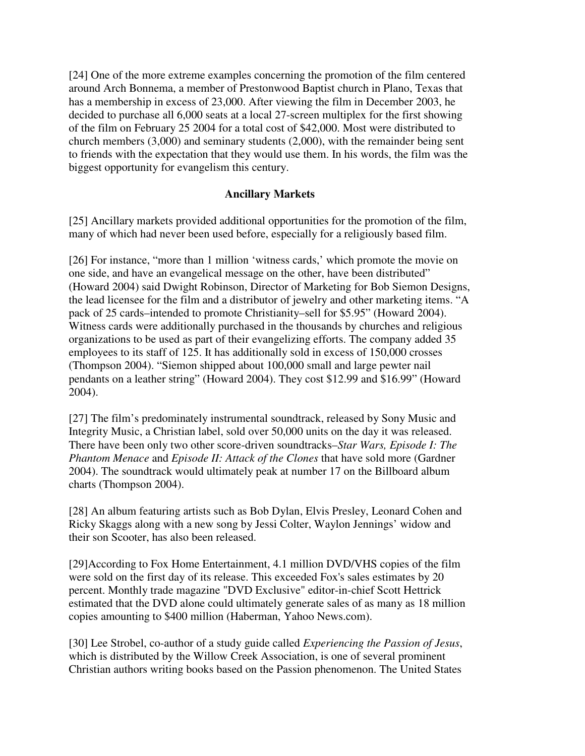[24] One of the more extreme examples concerning the promotion of the film centered around Arch Bonnema, a member of Prestonwood Baptist church in Plano, Texas that has a membership in excess of 23,000. After viewing the film in December 2003, he decided to purchase all 6,000 seats at a local 27-screen multiplex for the first showing of the film on February 25 2004 for a total cost of $42,000. Most were distributed to church members (3,000) and seminary students (2,000), with the remainder being sent to friends with the expectation that they would use them. In his words, the film was the biggest opportunity for evangelism this century.

## Ancillary Markets

[25] Ancillary markets provided additional opportunities for the promotion of the film, many of which had never been used before, especially for a religiously based film.

[26] For instance, "more than 1 million 'witness cards,' which promote the movie on one side, and have an evangelical message on the other, have been distributed" (Howard 2004) said Dwight Robinson, Director of Marketing for Bob Siemon Designs, the lead licensee for the film and a distributor of jewelry and other marketing items. "A pack of 25 cards–intended to promote Christianity–sell for $5.95" (Howard 2004). Witness cards were additionally purchased in the thousands by churches and religious organizations to be used as part of their evangelizing efforts. The company added 35 employees to its staff of 125. It has additionally sold in excess of 150,000 crosses (Thompson 2004). "Siemon shipped about 100,000 small and large pewter nail pendants on a leather string" (Howard 2004). They cost $12.99 and $16.99" (Howard 2004).

[27] The film's predominately instrumental soundtrack, released by Sony Music and Integrity Music, a Christian label, sold over 50,000 units on the day it was released. There have been only two other score-driven soundtracks–*Star Wars, Episode I: The Phantom Menace* and *Episode II: Attack of the Clones* that have sold more (Gardner 2004). The soundtrack would ultimately peak at number 17 on the Billboard album charts (Thompson 2004).

[28] An album featuring artists such as Bob Dylan, Elvis Presley, Leonard Cohen and Ricky Skaggs along with a new song by Jessi Colter, Waylon Jennings' widow and their son Scooter, has also been released.

[29]According to Fox Home Entertainment, 4.1 million DVD/VHS copies of the film were sold on the first day of its release. This exceeded Fox's sales estimates by 20 percent. Monthly trade magazine "DVD Exclusive" editor-in-chief Scott Hettrick estimated that the DVD alone could ultimately generate sales of as many as 18 million copies amounting to $400 million (Haberman, Yahoo News.com).

[30] Lee Strobel, co-author of a study guide called *Experiencing the Passion of Jesus*, which is distributed by the Willow Creek Association, is one of several prominent Christian authors writing books based on the Passion phenomenon. The United States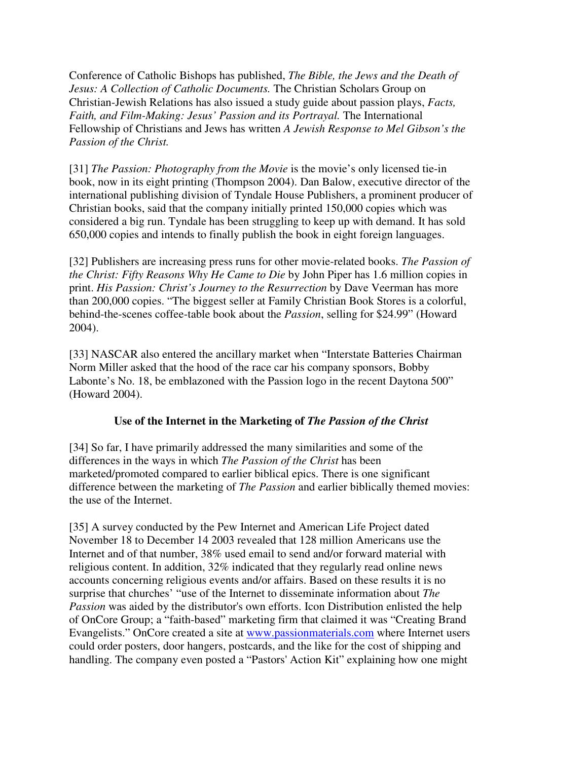Conference of Catholic Bishops has published, *The Bible, the Jews and the Death of Jesus: A Collection of Catholic Documents.* The Christian Scholars Group on Christian-Jewish Relations has also issued a study guide about passion plays, *Facts, Faith, and Film-Making: Jesus' Passion and its Portrayal.* The International Fellowship of Christians and Jews has written *A Jewish Response to Mel Gibson's the Passion of the Christ.*

[31] *The Passion: Photography from the Movie* is the movie's only licensed tie-in book, now in its eight printing (Thompson 2004). Dan Balow, executive director of the international publishing division of Tyndale House Publishers, a prominent producer of Christian books, said that the company initially printed 150,000 copies which was considered a big run. Tyndale has been struggling to keep up with demand. It has sold 650,000 copies and intends to finally publish the book in eight foreign languages.

[32] Publishers are increasing press runs for other movie-related books. *The Passion of the Christ: Fifty Reasons Why He Came to Die* by John Piper has 1.6 million copies in print. *His Passion: Christ's Journey to the Resurrection* by Dave Veerman has more than 200,000 copies. "The biggest seller at Family Christian Book Stores is a colorful, behind-the-scenes coffee-table book about the *Passion*, selling for $24.99" (Howard 2004).

[33] NASCAR also entered the ancillary market when "Interstate Batteries Chairman Norm Miller asked that the hood of the race car his company sponsors, Bobby Labonte's No. 18, be emblazoned with the Passion logo in the recent Daytona 500" (Howard 2004).

## Use of the Internet in the Marketing of *The Passion of the Christ*

[34] So far, I have primarily addressed the many similarities and some of the differences in the ways in which *The Passion of the Christ* has been marketed/promoted compared to earlier biblical epics. There is one significant difference between the marketing of *The Passion* and earlier biblically themed movies: the use of the Internet.

[35] A survey conducted by the Pew Internet and American Life Project dated November 18 to December 14 2003 revealed that 128 million Americans use the Internet and of that number, 38% used email to send and/or forward material with religious content. In addition, 32% indicated that they regularly read online news accounts concerning religious events and/or affairs. Based on these results it is no surprise that churches' "use of the Internet to disseminate information about *The Passion* was aided by the distributor's own efforts. Icon Distribution enlisted the help of OnCore Group; a "faith-based" marketing firm that claimed it was "Creating Brand Evangelists." OnCore created a site at [www.passionmaterials.com](http://www.passionmaterials.com) where Internet users could order posters, door hangers, postcards, and the like for the cost of shipping and handling. The company even posted a "Pastors' Action Kit" explaining how one might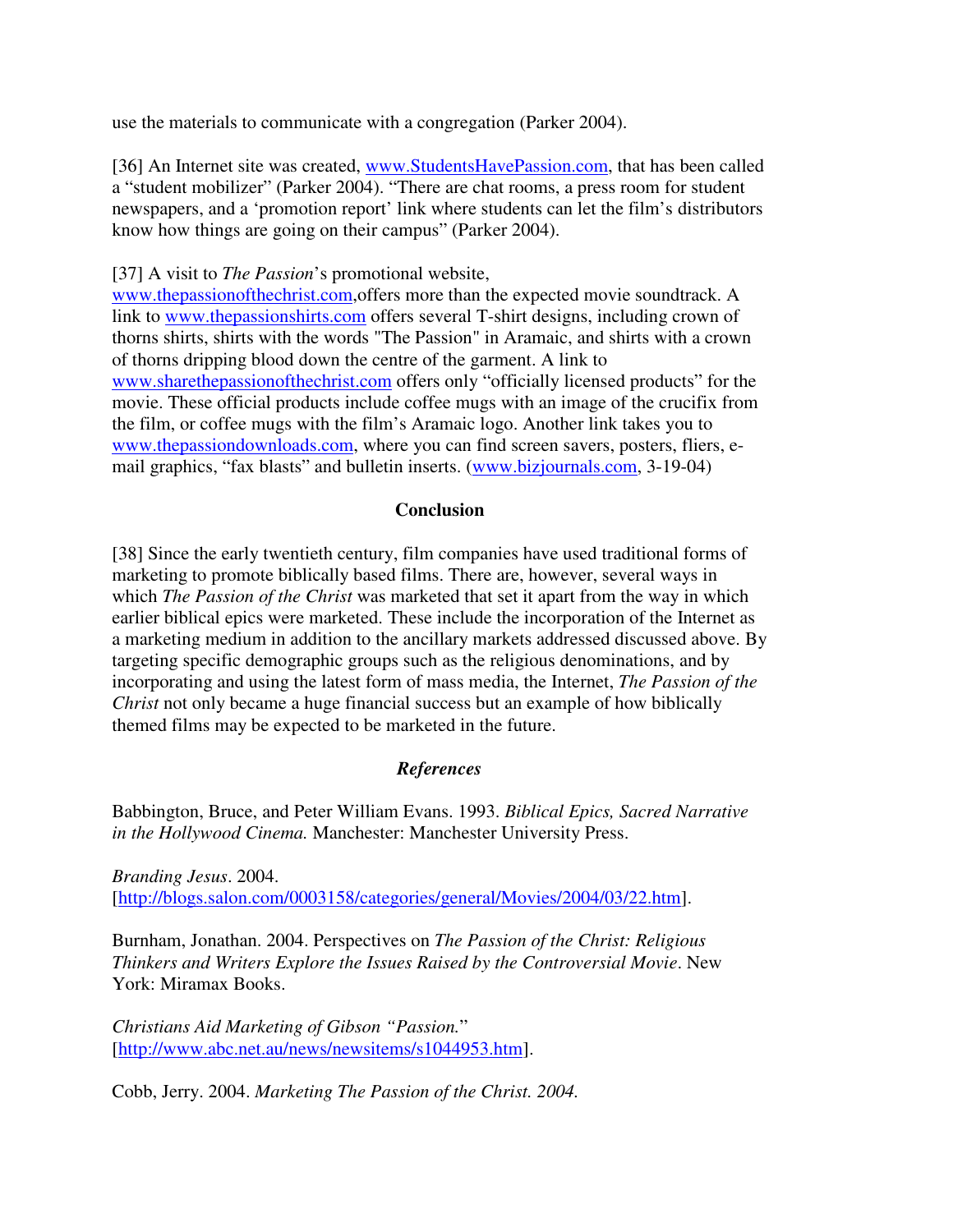use the materials to communicate with a congregation (Parker 2004).

[36] An Internet site was created, www.StudentsHavePassion.com, that has been called a "student mobilizer" (Parker 2004). "There are chat rooms, a press room for student newspapers, and a 'promotion report' link where students can let the film's distributors know how things are going on their campus" (Parker 2004).

[37] A visit to *The Passion*'s promotional website, www.thepassionofthechrist.com,offers more than the expected movie soundtrack. A link to www.thepassionshirts.com offers several T-shirt designs, including crown of thorns shirts, shirts with the words "The Passion" in Aramaic, and shirts with a crown of thorns dripping blood down the centre of the garment. A link to www.sharethepassionofthechrist.com offers only "officially licensed products" for the movie. These official products include coffee mugs with an image of the crucifix from the film, or coffee mugs with the film's Aramaic logo. Another link takes you to www.thepassiondownloads.com, where you can find screen savers, posters, fliers, e-mail graphics, "fax blasts" and bulletin inserts. (www.bizjournals.com, 3-19-04)

## Conclusion

[38] Since the early twentieth century, film companies have used traditional forms of marketing to promote biblically based films. There are, however, several ways in which *The Passion of the Christ* was marketed that set it apart from the way in which earlier biblical epics were marketed. These include the incorporation of the Internet as a marketing medium in addition to the ancillary markets addressed discussed above. By targeting specific demographic groups such as the religious denominations, and by incorporating and using the latest form of mass media, the Internet, *The Passion of the Christ* not only became a huge financial success but an example of how biblically themed films may be expected to be marketed in the future.

## *References*

Babbington, Bruce, and Peter William Evans. 1993. *Biblical Epics, Sacred Narrative in the Hollywood Cinema.* Manchester: Manchester University Press.

*Branding Jesus*. 2004. [http://blogs.salon.com/0003158/categories/general/Movies/2004/03/22.htm].

Burnham, Jonathan. 2004. Perspectives on *The Passion of the Christ: Religious Thinkers and Writers Explore the Issues Raised by the Controversial Movie*. New York: Miramax Books.

*Christians Aid Marketing of Gibson "Passion."* [http://www.abc.net.au/news/newsitems/s1044953.htm].

Cobb, Jerry. 2004. *Marketing The Passion of the Christ. 2004.*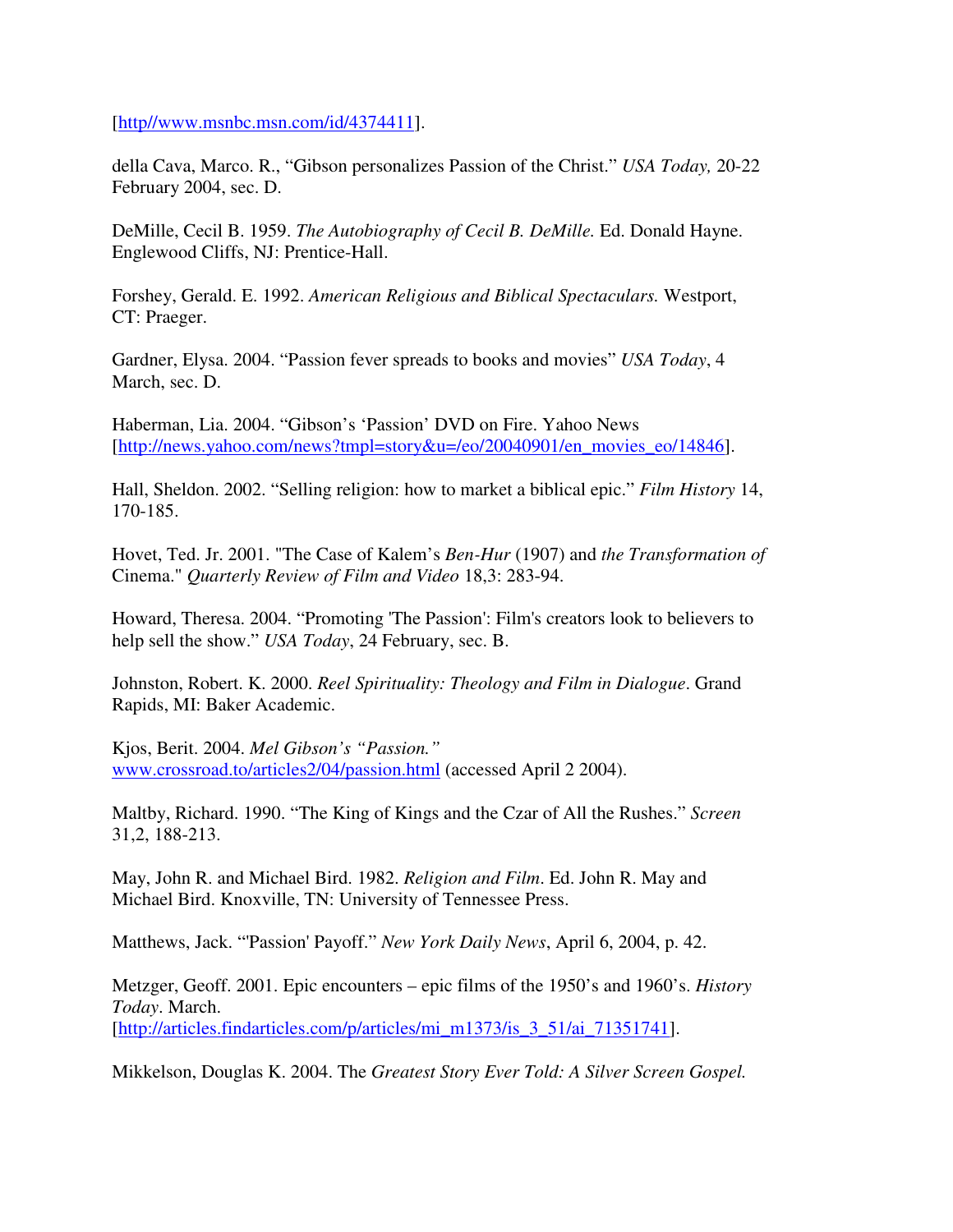[http//www.msnbc.msn.com/id/4374411].

della Cava, Marco. R., "Gibson personalizes Passion of the Christ." *USA Today,* 20-22 February 2004, sec. D.

DeMille, Cecil B. 1959. *The Autobiography of Cecil B. DeMille.* Ed. Donald Hayne. Englewood Cliffs, NJ: Prentice-Hall.

Forshey, Gerald. E. 1992. *American Religious and Biblical Spectaculars.* Westport, CT: Praeger.

Gardner, Elysa. 2004. "Passion fever spreads to books and movies" *USA Today*, 4 March, sec. D.

Haberman, Lia. 2004. "Gibson's 'Passion' DVD on Fire. Yahoo News [http://news.yahoo.com/news?tmpl=story&u=/eo/20040901/en_movies_eo/14846].

Hall, Sheldon. 2002. "Selling religion: how to market a biblical epic." *Film History* 14, 170-185.

Hovet, Ted. Jr. 2001. "The Case of Kalem's *Ben-Hur* (1907) and *the Transformation of* Cinema." *Quarterly Review of Film and Video* 18,3: 283-94.

Howard, Theresa. 2004. "Promoting 'The Passion': Film's creators look to believers to help sell the show." *USA Today*, 24 February, sec. B.

Johnston, Robert. K. 2000. *Reel Spirituality: Theology and Film in Dialogue*. Grand Rapids, MI: Baker Academic.

Kjos, Berit. 2004. *Mel Gibson's "Passion."* www.crossroad.to/articles2/04/passion.html (accessed April 2 2004).

Maltby, Richard. 1990. "The King of Kings and the Czar of All the Rushes." *Screen* 31,2, 188-213.

May, John R. and Michael Bird. 1982. *Religion and Film*. Ed. John R. May and Michael Bird. Knoxville, TN: University of Tennessee Press.

Matthews, Jack. "'Passion' Payoff." *New York Daily News*, April 6, 2004, p. 42.

Metzger, Geoff. 2001. Epic encounters – epic films of the 1950's and 1960's. *History Today*. March. [http://articles.findarticles.com/p/articles/mi_m1373/is_3_51/ai_71351741].

Mikkelson, Douglas K. 2004. The *Greatest Story Ever Told: A Silver Screen Gospel.*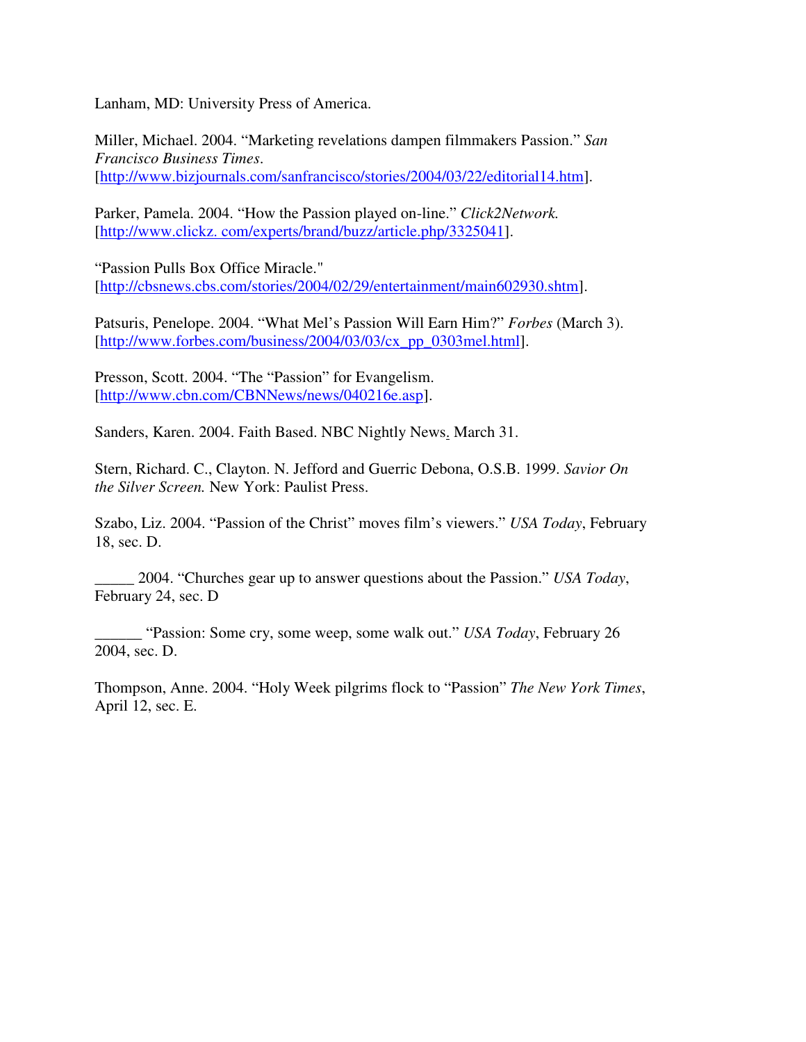Lanham, MD: University Press of America.

Miller, Michael. 2004. “Marketing revelations dampen filmmakers Passion.” *San Francisco Business Times*. [http://www.bizjournals.com/sanfrancisco/stories/2004/03/22/editorial14.htm].

Parker, Pamela. 2004. “How the Passion played on-line.” *Click2Network.* [http://www.clickz. com/experts/brand/buzz/article.php/3325041].

“Passion Pulls Box Office Miracle." [http://cbsnews.cbs.com/stories/2004/02/29/entertainment/main602930.shtm].

Patsuris, Penelope. 2004. “What Mel’s Passion Will Earn Him?” *Forbes* (March 3). [http://www.forbes.com/business/2004/03/03/cx_pp_0303mel.html].

Presson, Scott. 2004. “The “Passion” for Evangelism. [http://www.cbn.com/CBNNews/news/040216e.asp].

Sanders, Karen. 2004. Faith Based. NBC Nightly News. March 31.

Stern, Richard. C., Clayton. N. Jefford and Guerric Debona, O.S.B. 1999. *Savior On the Silver Screen.* New York: Paulist Press.

Szabo, Liz. 2004. “Passion of the Christ” moves film’s viewers.” *USA Today*, February 18, sec. D.

_____ 2004. “Churches gear up to answer questions about the Passion.” *USA Today*, February 24, sec. D

______ “Passion: Some cry, some weep, some walk out.” *USA Today*, February 26 2004, sec. D.

Thompson, Anne. 2004. “Holy Week pilgrims flock to “Passion” *The New York Times*, April 12, sec. E.